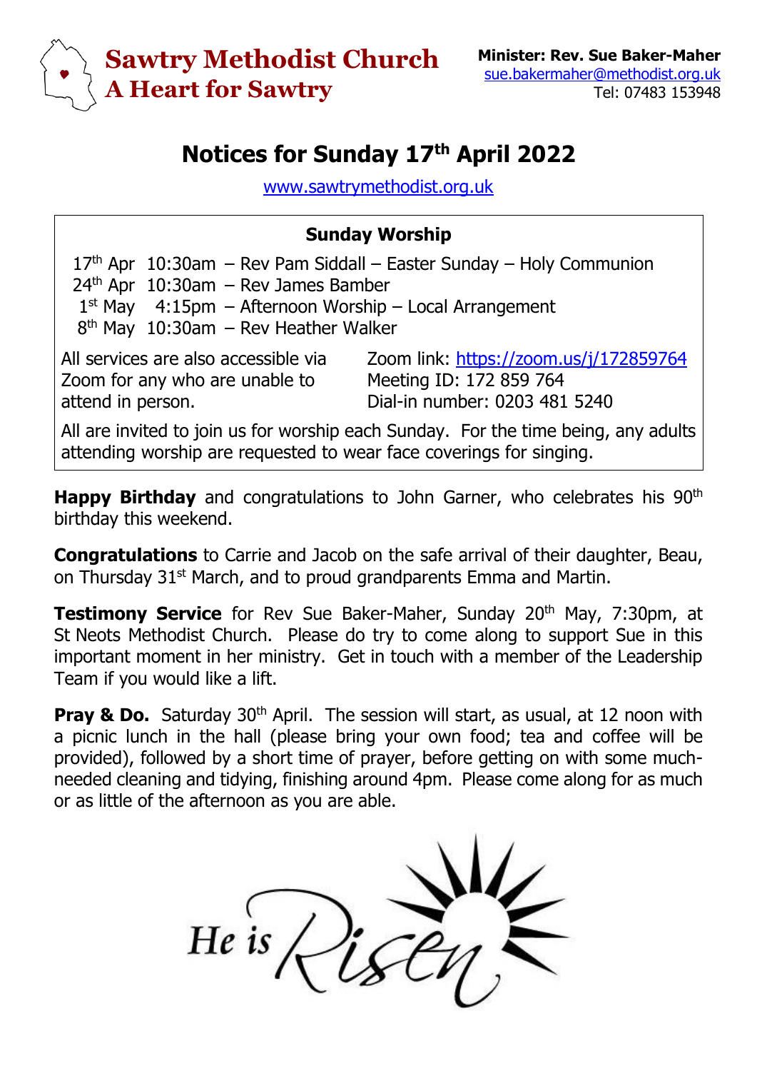# Sawtry Methodist Church
## A Heart for Sawtry

**Minister: Rev. Sue Baker-Maher**
sue.bakermaher@methodist.org.uk
Tel: 07483 153948

# Notices for Sunday 17th April 2022

www.sawtrymethodist.org.uk

## Sunday Worship

17th Apr 10:30am – Rev Pam Siddall – Easter Sunday – Holy Communion
24th Apr 10:30am – Rev James Bamber
1st May 4:15pm – Afternoon Worship – Local Arrangement
8th May 10:30am – Rev Heather Walker

All services are also accessible via Zoom for any who are unable to attend in person.

Zoom link: https://zoom.us/j/172859764
Meeting ID: 172 859 764
Dial-in number: 0203 481 5240

All are invited to join us for worship each Sunday. For the time being, any adults attending worship are requested to wear face coverings for singing.

**Happy Birthday** and congratulations to John Garner, who celebrates his 90th birthday this weekend.

**Congratulations** to Carrie and Jacob on the safe arrival of their daughter, Beau, on Thursday 31st March, and to proud grandparents Emma and Martin.

**Testimony Service** for Rev Sue Baker-Maher, Sunday 20th May, 7:30pm, at St Neots Methodist Church. Please do try to come along to support Sue in this important moment in her ministry. Get in touch with a member of the Leadership Team if you would like a lift.

**Pray & Do.** Saturday 30th April. The session will start, as usual, at 12 noon with a picnic lunch in the hall (please bring your own food; tea and coffee will be provided), followed by a short time of prayer, before getting on with some much-needed cleaning and tidying, finishing around 4pm. Please come along for as much or as little of the afternoon as you are able.

He is Risen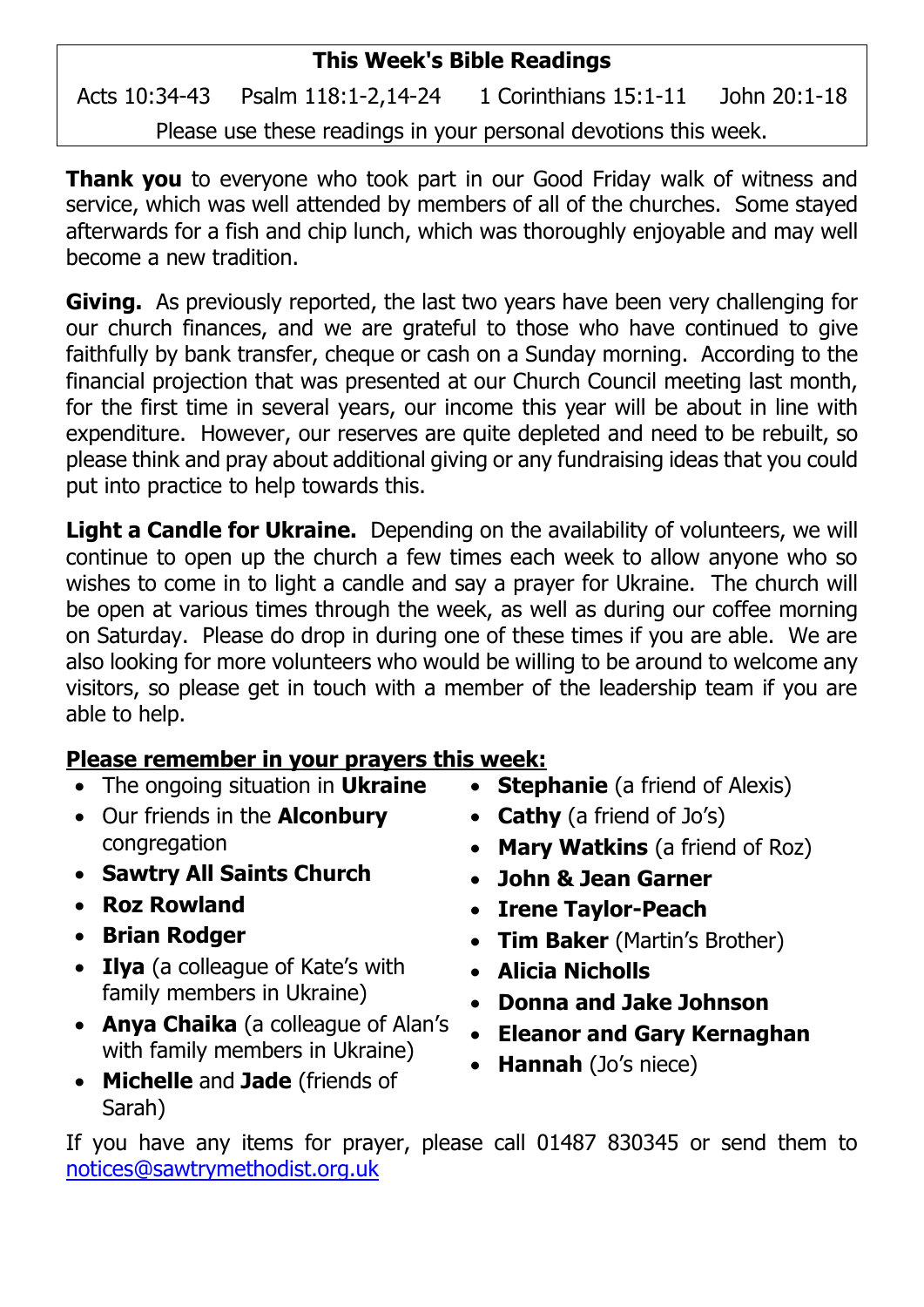**This Week's Bible Readings**

Acts 10:34-43    Psalm 118:1-2,14-24    1 Corinthians 15:1-11    John 20:1-18

Please use these readings in your personal devotions this week.

**Thank you** to everyone who took part in our Good Friday walk of witness and service, which was well attended by members of all of the churches. Some stayed afterwards for a fish and chip lunch, which was thoroughly enjoyable and may well become a new tradition.

**Giving.** As previously reported, the last two years have been very challenging for our church finances, and we are grateful to those who have continued to give faithfully by bank transfer, cheque or cash on a Sunday morning. According to the financial projection that was presented at our Church Council meeting last month, for the first time in several years, our income this year will be about in line with expenditure. However, our reserves are quite depleted and need to be rebuilt, so please think and pray about additional giving or any fundraising ideas that you could put into practice to help towards this.

**Light a Candle for Ukraine.** Depending on the availability of volunteers, we will continue to open up the church a few times each week to allow anyone who so wishes to come in to light a candle and say a prayer for Ukraine. The church will be open at various times through the week, as well as during our coffee morning on Saturday. Please do drop in during one of these times if you are able. We are also looking for more volunteers who would be willing to be around to welcome any visitors, so please get in touch with a member of the leadership team if you are able to help.

**Please remember in your prayers this week:**

- The ongoing situation in **Ukraine**
- Our friends in the **Alconbury** congregation
- **Sawtry All Saints Church**
- **Roz Rowland**
- **Brian Rodger**
- **Ilya** (a colleague of Kate's with family members in Ukraine)
- **Anya Chaika** (a colleague of Alan's with family members in Ukraine)
- **Michelle** and **Jade** (friends of Sarah)
- **Stephanie** (a friend of Alexis)
- **Cathy** (a friend of Jo's)
- **Mary Watkins** (a friend of Roz)
- **John & Jean Garner**
- **Irene Taylor-Peach**
- **Tim Baker** (Martin's Brother)
- **Alicia Nicholls**
- **Donna and Jake Johnson**
- **Eleanor and Gary Kernaghan**
- **Hannah** (Jo's niece)

If you have any items for prayer, please call 01487 830345 or send them to notices@sawtrymethodist.org.uk